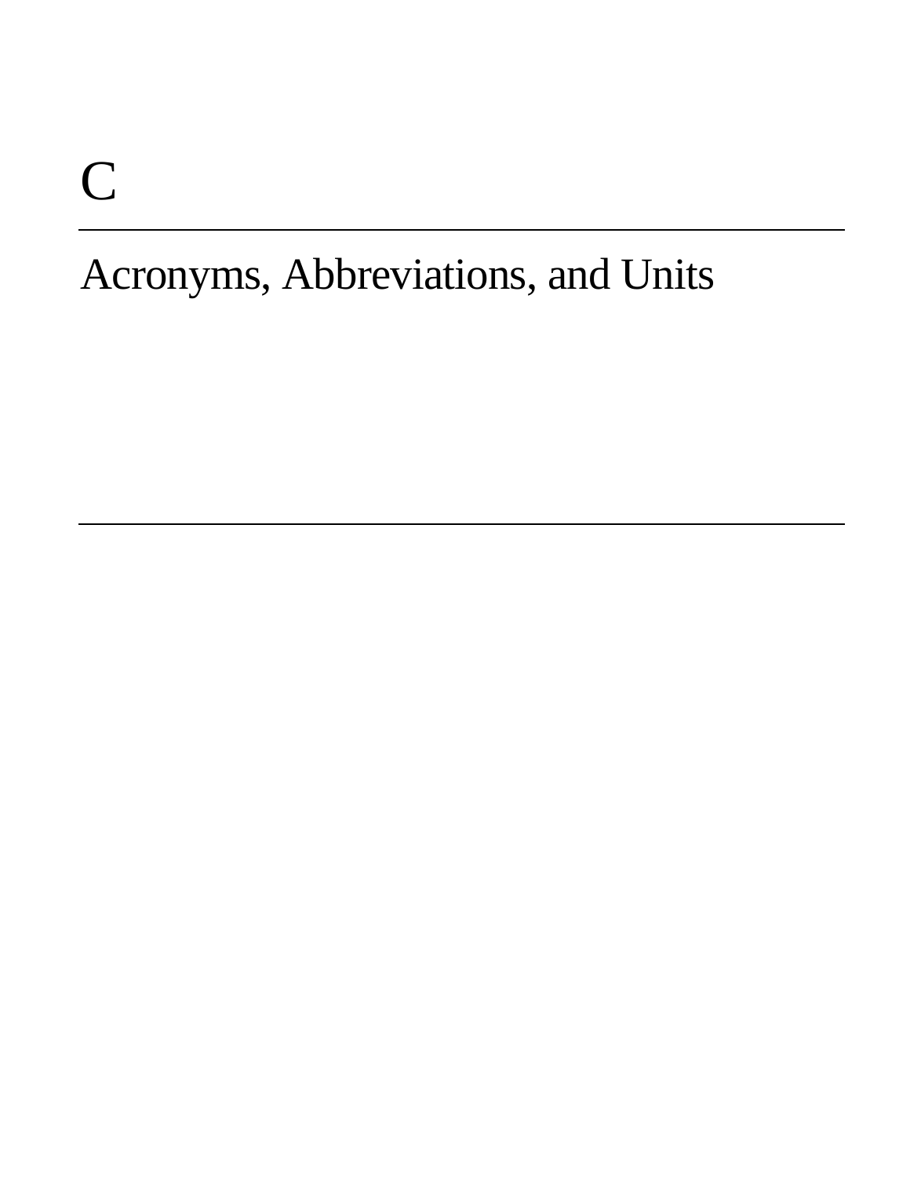# C

## Acronyms, Abbreviations, and Units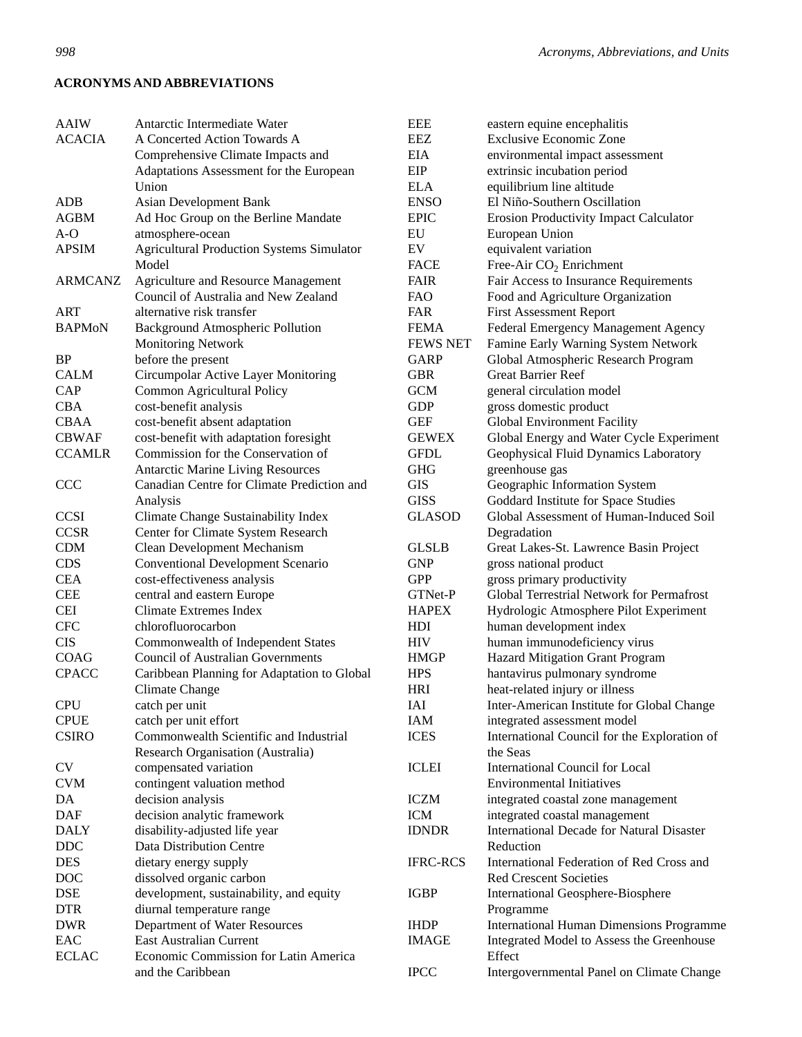## ACRONYMS AND ABBREVIATIONS

| | |
|---|---|
| AAIW | Antarctic Intermediate Water |
| ACACIA | A Concerted Action Towards A Comprehensive Climate Impacts and Adaptations Assessment for the European Union |
| ADB | Asian Development Bank |
| AGBM | Ad Hoc Group on the Berline Mandate |
| A-O | atmosphere-ocean |
| APSIM | Agricultural Production Systems Simulator Model |
| ARMCANZ | Agriculture and Resource Management Council of Australia and New Zealand |
| ART | alternative risk transfer |
| BAPMoN | Background Atmospheric Pollution Monitoring Network |
| BP | before the present |
| CALM | Circumpolar Active Layer Monitoring |
| CAP | Common Agricultural Policy |
| CBA | cost-benefit analysis |
| CBAA | cost-benefit absent adaptation |
| CBWAF | cost-benefit with adaptation foresight |
| CCAMLR | Commission for the Conservation of Antarctic Marine Living Resources |
| CCC | Canadian Centre for Climate Prediction and Analysis |
| CCSI | Climate Change Sustainability Index |
| CCSR | Center for Climate System Research |
| CDM | Clean Development Mechanism |
| CDS | Conventional Development Scenario |
| CEA | cost-effectiveness analysis |
| CEE | central and eastern Europe |
| CEI | Climate Extremes Index |
| CFC | chlorofluorocarbon |
| CIS | Commonwealth of Independent States |
| COAG | Council of Australian Governments |
| CPACC | Caribbean Planning for Adaptation to Global Climate Change |
| CPU | catch per unit |
| CPUE | catch per unit effort |
| CSIRO | Commonwealth Scientific and Industrial Research Organisation (Australia) |
| CV | compensated variation |
| CVM | contingent valuation method |
| DA | decision analysis |
| DAF | decision analytic framework |
| DALY | disability-adjusted life year |
| DDC | Data Distribution Centre |
| DES | dietary energy supply |
| DOC | dissolved organic carbon |
| DSE | development, sustainability, and equity |
| DTR | diurnal temperature range |
| DWR | Department of Water Resources |
| EAC | East Australian Current |
| ECLAC | Economic Commission for Latin America and the Caribbean |
| EEE | eastern equine encephalitis |
| EEZ | Exclusive Economic Zone |
| EIA | environmental impact assessment |
| EIP | extrinsic incubation period |
| ELA | equilibrium line altitude |
| ENSO | El Niño-Southern Oscillation |
| EPIC | Erosion Productivity Impact Calculator |
| EU | European Union |
| EV | equivalent variation |
| FACE | Free-Air $CO_2$ Enrichment |
| FAIR | Fair Access to Insurance Requirements |
| FAO | Food and Agriculture Organization |
| FAR | First Assessment Report |
| FEMA | Federal Emergency Management Agency |
| FEWS NET | Famine Early Warning System Network |
| GARP | Global Atmospheric Research Program |
| GBR | Great Barrier Reef |
| GCM | general circulation model |
| GDP | gross domestic product |
| GEF | Global Environment Facility |
| GEWEX | Global Energy and Water Cycle Experiment |
| GFDL | Geophysical Fluid Dynamics Laboratory |
| GHG | greenhouse gas |
| GIS | Geographic Information System |
| GISS | Goddard Institute for Space Studies |
| GLASOD | Global Assessment of Human-Induced Soil Degradation |
| GLSLB | Great Lakes-St. Lawrence Basin Project |
| GNP | gross national product |
| GPP | gross primary productivity |
| GTNet-P | Global Terrestrial Network for Permafrost |
| HAPEX | Hydrologic Atmosphere Pilot Experiment |
| HDI | human development index |
| HIV | human immunodeficiency virus |
| HMGP | Hazard Mitigation Grant Program |
| HPS | hantavirus pulmonary syndrome |
| HRI | heat-related injury or illness |
| IAI | Inter-American Institute for Global Change |
| IAM | integrated assessment model |
| ICES | International Council for the Exploration of the Seas |
| ICLEI | International Council for Local Environmental Initiatives |
| ICZM | integrated coastal zone management |
| ICM | integrated coastal management |
| IDNDR | International Decade for Natural Disaster Reduction |
| IFRC-RCS | International Federation of Red Cross and Red Crescent Societies |
| IGBP | International Geosphere-Biosphere Programme |
| IHDP | International Human Dimensions Programme |
| IMAGE | Integrated Model to Assess the Greenhouse Effect |
| IPCC | Intergovernmental Panel on Climate Change |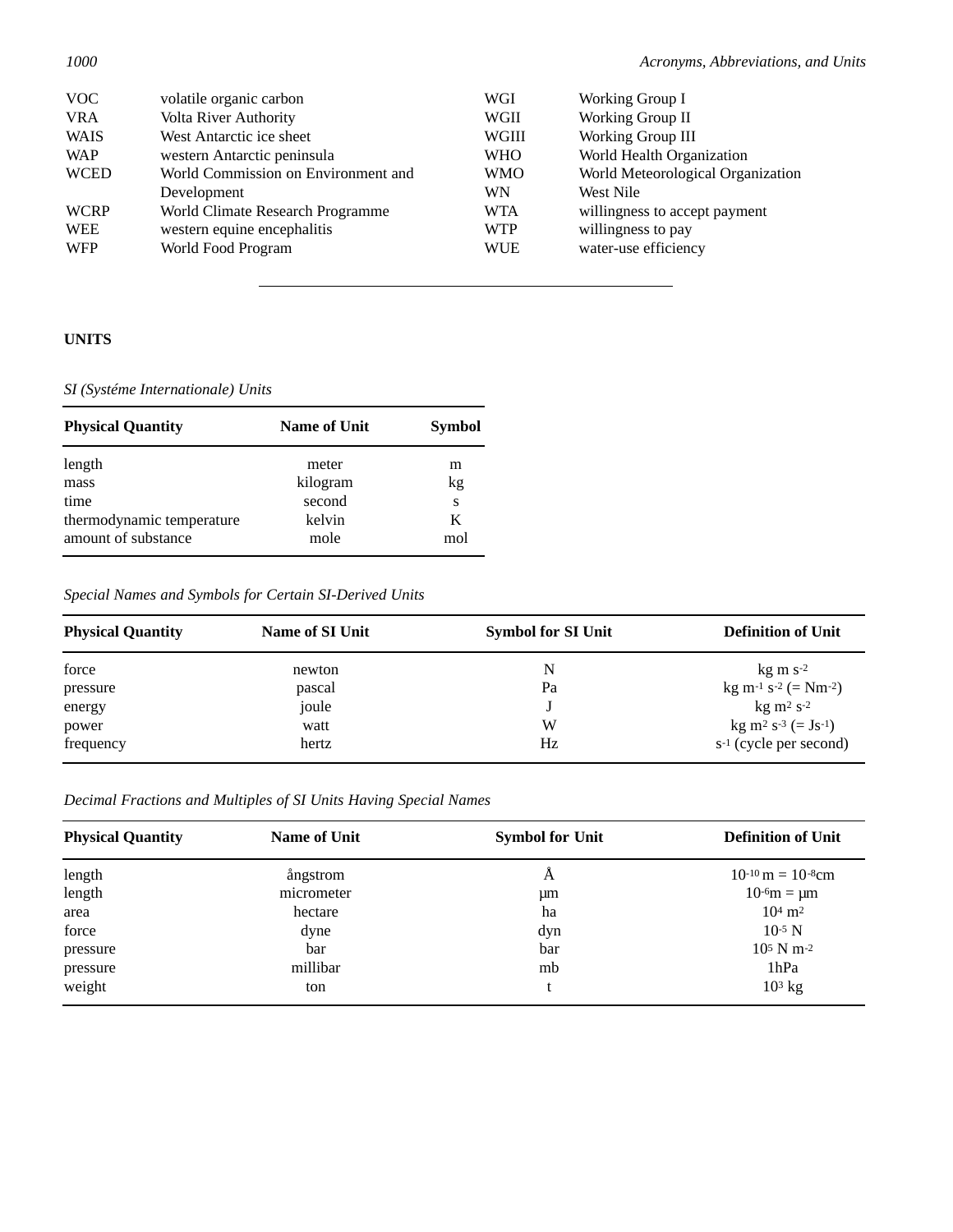| | |
|---|---|
| VOC | volatile organic carbon |
| VRA | Volta River Authority |
| WAIS | West Antarctic ice sheet |
| WAP | western Antarctic peninsula |
| WCED | World Commission on Environment and Development |
| WCRP | World Climate Research Programme |
| WEE | western equine encephalitis |
| WFP | World Food Program |
| WGI | Working Group I |
| WGII | Working Group II |
| WGIII | Working Group III |
| WHO | World Health Organization |
| WMO | World Meteorological Organization |
| WN | West Nile |
| WTA | willingness to accept payment |
| WTP | willingness to pay |
| WUE | water-use efficiency |

---

## UNITS

*SI (Systéme Internationale) Units*

| Physical Quantity | Name of Unit | Symbol |
|---|---|---|
| length | meter | m |
| mass | kilogram | kg |
| time | second | s |
| thermodynamic temperature | kelvin | K |
| amount of substance | mole | mol |

*Special Names and Symbols for Certain SI-Derived Units*

| Physical Quantity | Name of SI Unit | Symbol for SI Unit | Definition of Unit |
|---|---|---|---|
| force | newton | N | $kg\ m\ s^{-2}$ |
| pressure | pascal | Pa | $kg\ m^{-1}\ s^{-2}$ (= $Nm^{-2}$) |
| energy | joule | J | $kg\ m^{2}\ s^{-2}$ |
| power | watt | W | $kg\ m^{2}\ s^{-3}$ (= $Js^{-1}$) |
| frequency | hertz | Hz | $s^{-1}$ (cycle per second) |

*Decimal Fractions and Multiples of SI Units Having Special Names*

| Physical Quantity | Name of Unit | Symbol for Unit | Definition of Unit |
|---|---|---|---|
| length | ångstrom | Å | $10^{-10}$ m = $10^{-8}$cm |
| length | micrometer | μm | $10^{-6}$m = μm |
| area | hectare | ha | $10^{4}\ m^{2}$ |
| force | dyne | dyn | $10^{-5}$ N |
| pressure | bar | bar | $10^{5}\ N\ m^{-2}$ |
| pressure | millibar | mb | 1hPa |
| weight | ton | t | $10^{3}$ kg |